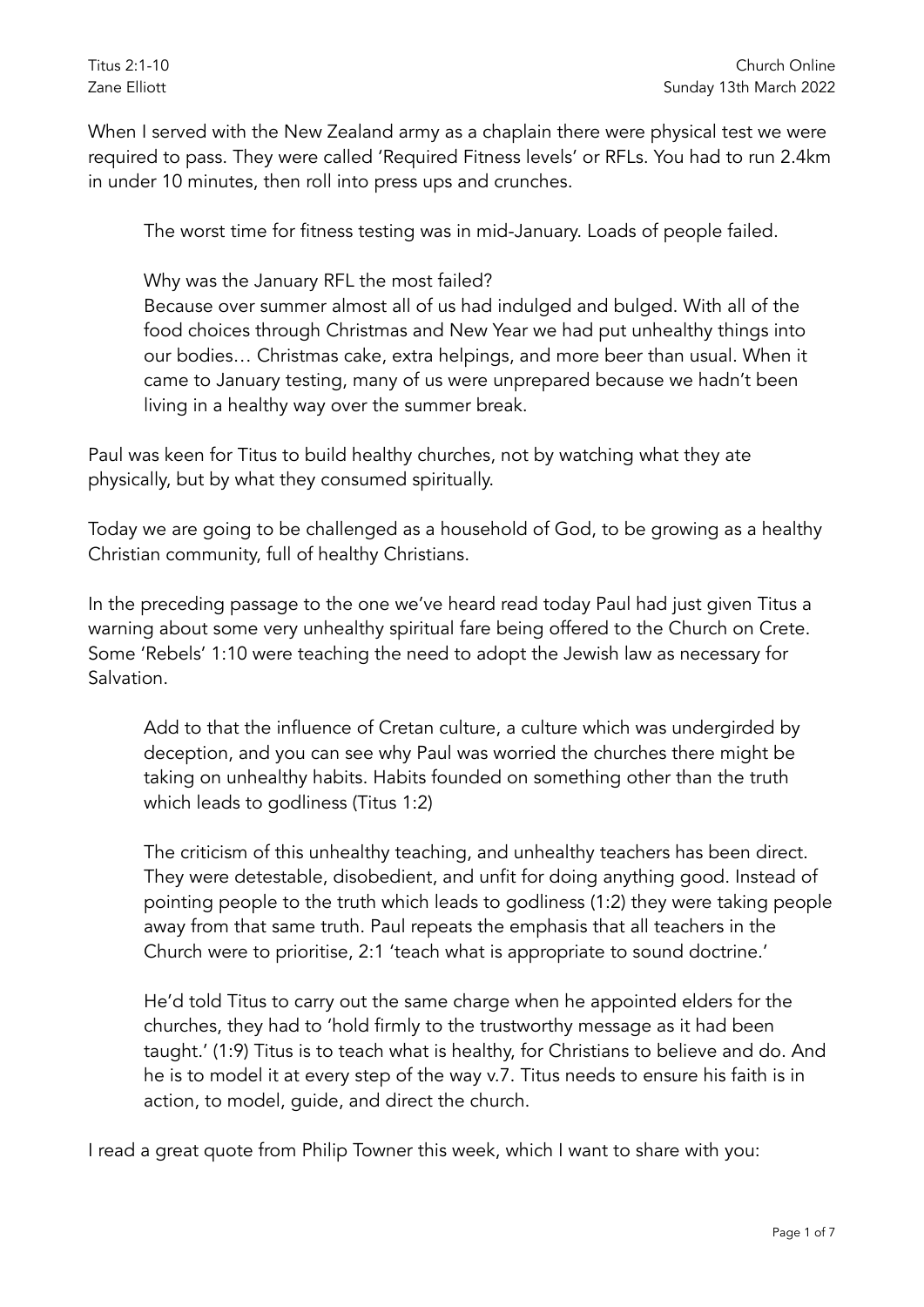Titus 2:1-10
Zane Elliott

Church Online
Sunday 13th March 2022

When I served with the New Zealand army as a chaplain there were physical test we were required to pass. They were called 'Required Fitness levels' or RFLs. You had to run 2.4km in under 10 minutes, then roll into press ups and crunches.

The worst time for fitness testing was in mid-January. Loads of people failed.

Why was the January RFL the most failed?
Because over summer almost all of us had indulged and bulged. With all of the food choices through Christmas and New Year we had put unhealthy things into our bodies… Christmas cake, extra helpings, and more beer than usual. When it came to January testing, many of us were unprepared because we hadn't been living in a healthy way over the summer break.

Paul was keen for Titus to build healthy churches, not by watching what they ate physically, but by what they consumed spiritually.

Today we are going to be challenged as a household of God, to be growing as a healthy Christian community, full of healthy Christians.

In the preceding passage to the one we've heard read today Paul had just given Titus a warning about some very unhealthy spiritual fare being offered to the Church on Crete. Some 'Rebels' 1:10 were teaching the need to adopt the Jewish law as necessary for Salvation.

Add to that the influence of Cretan culture, a culture which was undergirded by deception, and you can see why Paul was worried the churches there might be taking on unhealthy habits. Habits founded on something other than the truth which leads to godliness (Titus 1:2)

The criticism of this unhealthy teaching, and unhealthy teachers has been direct. They were detestable, disobedient, and unfit for doing anything good. Instead of pointing people to the truth which leads to godliness (1:2) they were taking people away from that same truth. Paul repeats the emphasis that all teachers in the Church were to prioritise, 2:1 'teach what is appropriate to sound doctrine.'

He'd told Titus to carry out the same charge when he appointed elders for the churches, they had to 'hold firmly to the trustworthy message as it had been taught.' (1:9) Titus is to teach what is healthy, for Christians to believe and do. And he is to model it at every step of the way v.7. Titus needs to ensure his faith is in action, to model, guide, and direct the church.

I read a great quote from Philip Towner this week, which I want to share with you: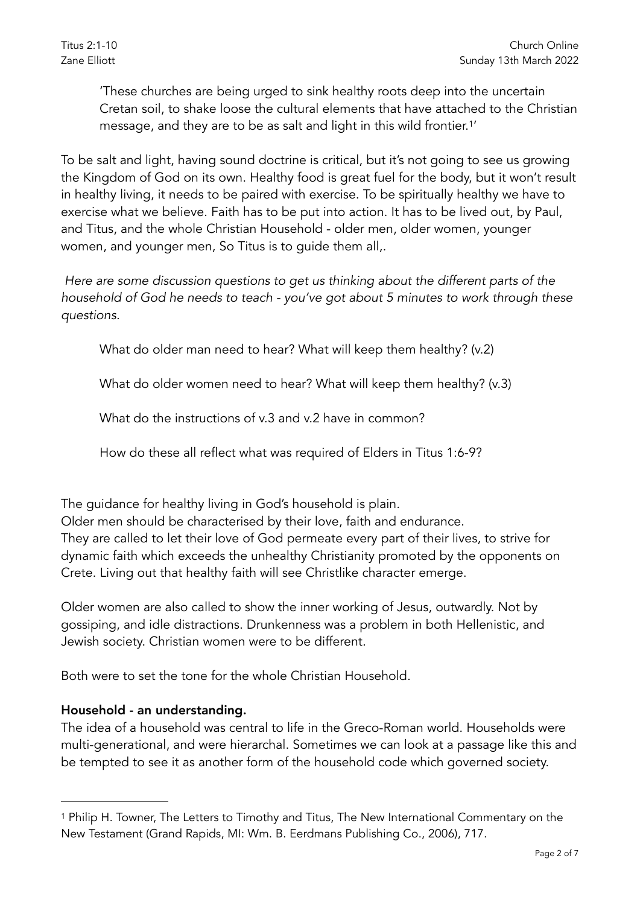> 'These churches are being urged to sink healthy roots deep into the uncertain Cretan soil, to shake loose the cultural elements that have attached to the Christian message, and they are to be as salt and light in this wild frontier.[1]'

To be salt and light, having sound doctrine is critical, but it's not going to see us growing the Kingdom of God on its own. Healthy food is great fuel for the body, but it won't result in healthy living, it needs to be paired with exercise. To be spiritually healthy we have to exercise what we believe. Faith has to be put into action. It has to be lived out, by Paul, and Titus, and the whole Christian Household - older men, older women, younger women, and younger men, So Titus is to guide them all,.

*Here are some discussion questions to get us thinking about the different parts of the household of God he needs to teach - you've got about 5 minutes to work through these questions.*

> What do older man need to hear? What will keep them healthy? (v.2)
>
> What do older women need to hear? What will keep them healthy? (v.3)
>
> What do the instructions of v.3 and v.2 have in common?
>
> How do these all reflect what was required of Elders in Titus 1:6-9?

The guidance for healthy living in God's household is plain.
Older men should be characterised by their love, faith and endurance.
They are called to let their love of God permeate every part of their lives, to strive for dynamic faith which exceeds the unhealthy Christianity promoted by the opponents on Crete. Living out that healthy faith will see Christlike character emerge.

Older women are also called to show the inner working of Jesus, outwardly. Not by gossiping, and idle distractions. Drunkenness was a problem in both Hellenistic, and Jewish society. Christian women were to be different.

Both were to set the tone for the whole Christian Household.

**Household - an understanding.**
The idea of a household was central to life in the Greco-Roman world. Households were multi-generational, and were hierarchal. Sometimes we can look at a passage like this and be tempted to see it as another form of the household code which governed society.

---

[1] Philip H. Towner, The Letters to Timothy and Titus, The New International Commentary on the New Testament (Grand Rapids, MI: Wm. B. Eerdmans Publishing Co., 2006), 717.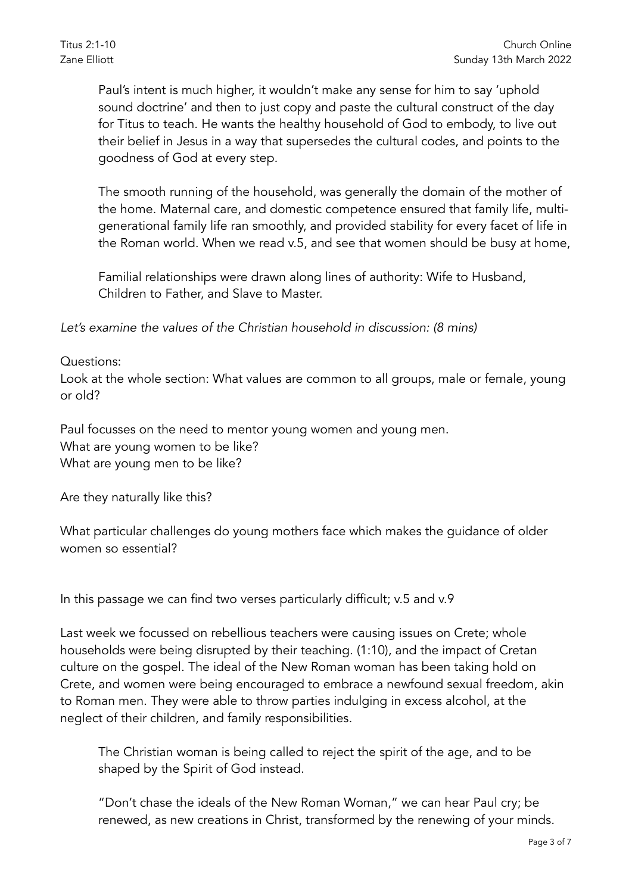Paul's intent is much higher, it wouldn't make any sense for him to say 'uphold sound doctrine' and then to just copy and paste the cultural construct of the day for Titus to teach. He wants the healthy household of God to embody, to live out their belief in Jesus in a way that supersedes the cultural codes, and points to the goodness of God at every step.

The smooth running of the household, was generally the domain of the mother of the home. Maternal care, and domestic competence ensured that family life, multi-generational family life ran smoothly, and provided stability for every facet of life in the Roman world. When we read v.5, and see that women should be busy at home,

Familial relationships were drawn along lines of authority: Wife to Husband, Children to Father, and Slave to Master.

*Let's examine the values of the Christian household in discussion: (8 mins)*

Questions:
Look at the whole section: What values are common to all groups, male or female, young or old?

Paul focusses on the need to mentor young women and young men.
What are young women to be like?
What are young men to be like?

Are they naturally like this?

What particular challenges do young mothers face which makes the guidance of older women so essential?

In this passage we can find two verses particularly difficult; v.5 and v.9

Last week we focussed on rebellious teachers were causing issues on Crete; whole households were being disrupted by their teaching. (1:10), and the impact of Cretan culture on the gospel. The ideal of the New Roman woman has been taking hold on Crete, and women were being encouraged to embrace a newfound sexual freedom, akin to Roman men. They were able to throw parties indulging in excess alcohol, at the neglect of their children, and family responsibilities.

The Christian woman is being called to reject the spirit of the age, and to be shaped by the Spirit of God instead.

"Don't chase the ideals of the New Roman Woman," we can hear Paul cry; be renewed, as new creations in Christ, transformed by the renewing of your minds.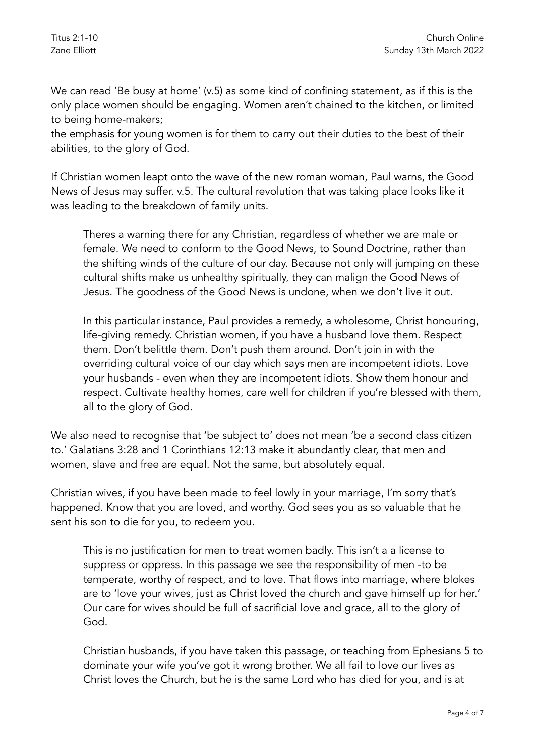We can read 'Be busy at home' (v.5) as some kind of confining statement, as if this is the only place women should be engaging. Women aren't chained to the kitchen, or limited to being home-makers;
the emphasis for young women is for them to carry out their duties to the best of their abilities, to the glory of God.

If Christian women leapt onto the wave of the new roman woman, Paul warns, the Good News of Jesus may suffer. v.5. The cultural revolution that was taking place looks like it was leading to the breakdown of family units.

> Theres a warning there for any Christian, regardless of whether we are male or female. We need to conform to the Good News, to Sound Doctrine, rather than the shifting winds of the culture of our day. Because not only will jumping on these cultural shifts make us unhealthy spiritually, they can malign the Good News of Jesus. The goodness of the Good News is undone, when we don't live it out.
>
> In this particular instance, Paul provides a remedy, a wholesome, Christ honouring, life-giving remedy. Christian women, if you have a husband love them. Respect them. Don't belittle them. Don't push them around. Don't join in with the overriding cultural voice of our day which says men are incompetent idiots. Love your husbands - even when they are incompetent idiots. Show them honour and respect. Cultivate healthy homes, care well for children if you're blessed with them, all to the glory of God.

We also need to recognise that 'be subject to' does not mean 'be a second class citizen to.' Galatians 3:28 and 1 Corinthians 12:13 make it abundantly clear, that men and women, slave and free are equal. Not the same, but absolutely equal.

Christian wives, if you have been made to feel lowly in your marriage, I'm sorry that's happened. Know that you are loved, and worthy. God sees you as so valuable that he sent his son to die for you, to redeem you.

> This is no justification for men to treat women badly. This isn't a a license to suppress or oppress. In this passage we see the responsibility of men -to be temperate, worthy of respect, and to love. That flows into marriage, where blokes are to 'love your wives, just as Christ loved the church and gave himself up for her.' Our care for wives should be full of sacrificial love and grace, all to the glory of God.
>
> Christian husbands, if you have taken this passage, or teaching from Ephesians 5 to dominate your wife you've got it wrong brother. We all fail to love our lives as Christ loves the Church, but he is the same Lord who has died for you, and is at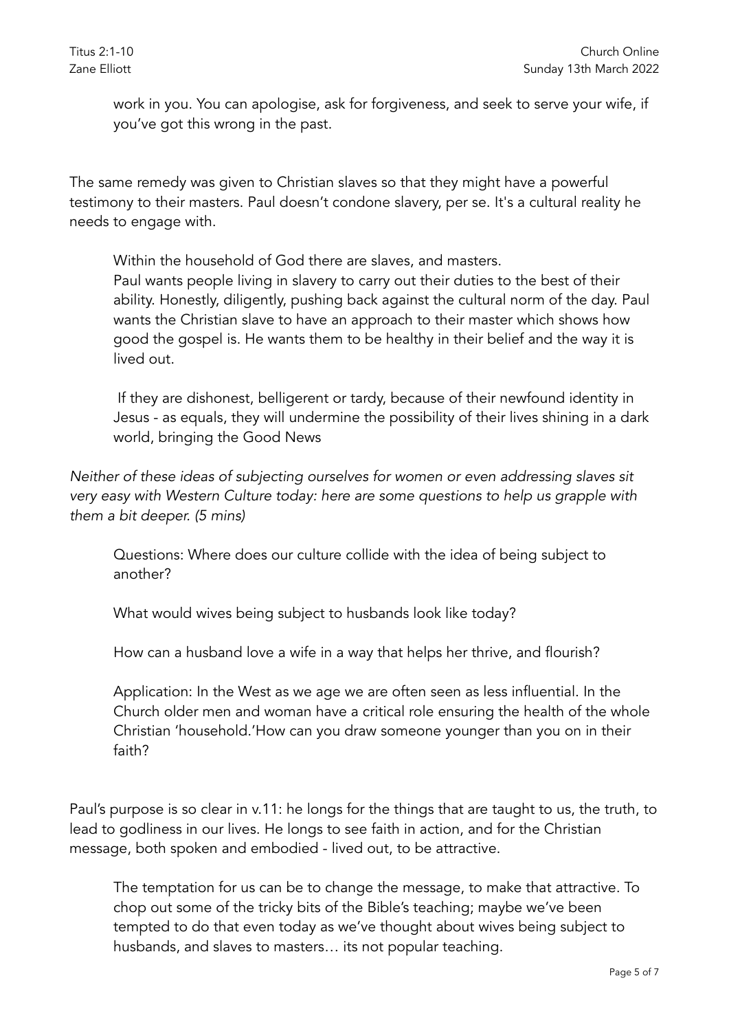work in you. You can apologise, ask for forgiveness, and seek to serve your wife, if you've got this wrong in the past.

The same remedy was given to Christian slaves so that they might have a powerful testimony to their masters. Paul doesn't condone slavery, per se. It's a cultural reality he needs to engage with.

Within the household of God there are slaves, and masters.
Paul wants people living in slavery to carry out their duties to the best of their ability. Honestly, diligently, pushing back against the cultural norm of the day. Paul wants the Christian slave to have an approach to their master which shows how good the gospel is. He wants them to be healthy in their belief and the way it is lived out.

If they are dishonest, belligerent or tardy, because of their newfound identity in Jesus - as equals, they will undermine the possibility of their lives shining in a dark world, bringing the Good News

*Neither of these ideas of subjecting ourselves for women or even addressing slaves sit very easy with Western Culture today: here are some questions to help us grapple with them a bit deeper. (5 mins)*

Questions: Where does our culture collide with the idea of being subject to another?

What would wives being subject to husbands look like today?

How can a husband love a wife in a way that helps her thrive, and flourish?

Application: In the West as we age we are often seen as less influential. In the Church older men and woman have a critical role ensuring the health of the whole Christian 'household.'How can you draw someone younger than you on in their faith?

Paul's purpose is so clear in v.11: he longs for the things that are taught to us, the truth, to lead to godliness in our lives. He longs to see faith in action, and for the Christian message, both spoken and embodied - lived out, to be attractive.

The temptation for us can be to change the message, to make that attractive. To chop out some of the tricky bits of the Bible's teaching; maybe we've been tempted to do that even today as we've thought about wives being subject to husbands, and slaves to masters… its not popular teaching.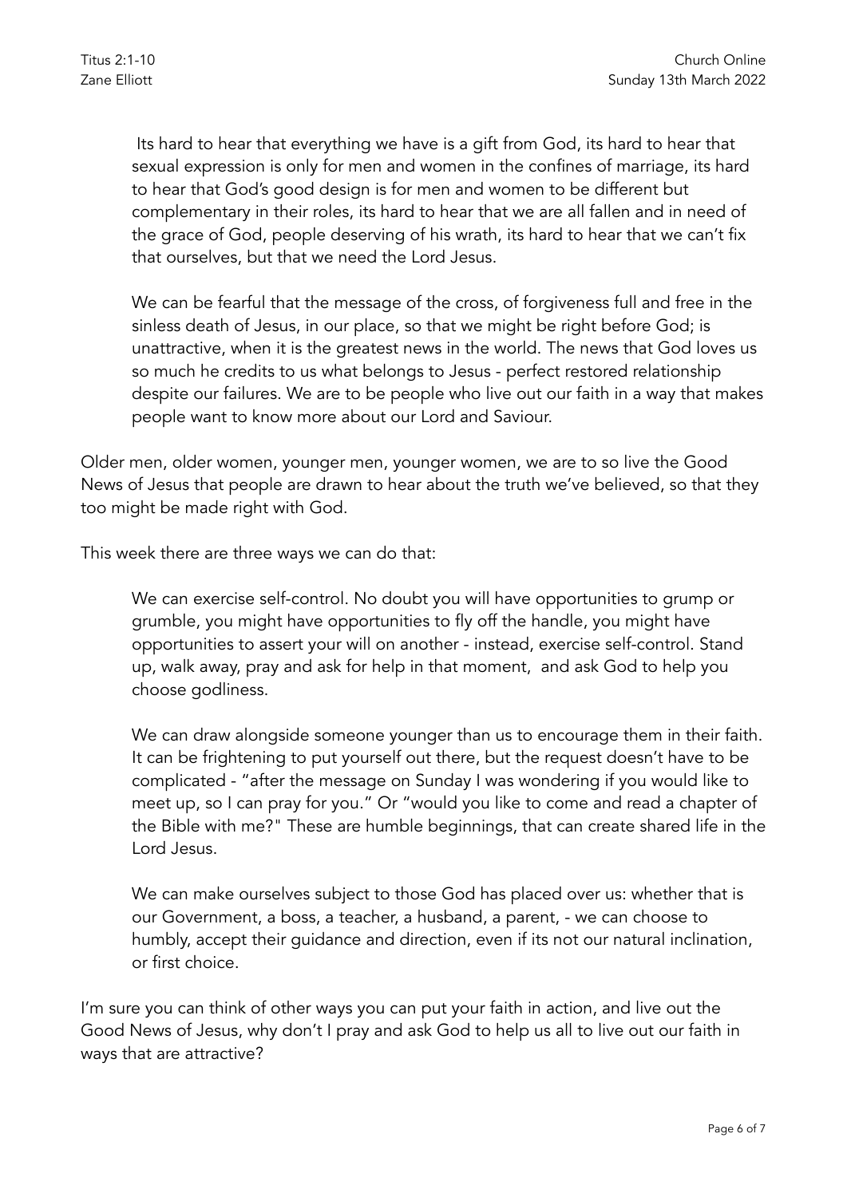Its hard to hear that everything we have is a gift from God, its hard to hear that sexual expression is only for men and women in the confines of marriage, its hard to hear that God's good design is for men and women to be different but complementary in their roles, its hard to hear that we are all fallen and in need of the grace of God, people deserving of his wrath, its hard to hear that we can't fix that ourselves, but that we need the Lord Jesus.

> We can be fearful that the message of the cross, of forgiveness full and free in the sinless death of Jesus, in our place, so that we might be right before God; is unattractive, when it is the greatest news in the world. The news that God loves us so much he credits to us what belongs to Jesus - perfect restored relationship despite our failures. We are to be people who live out our faith in a way that makes people want to know more about our Lord and Saviour.

Older men, older women, younger men, younger women, we are to so live the Good News of Jesus that people are drawn to hear about the truth we've believed, so that they too might be made right with God.

This week there are three ways we can do that:

> We can exercise self-control. No doubt you will have opportunities to grump or grumble, you might have opportunities to fly off the handle, you might have opportunities to assert your will on another - instead, exercise self-control. Stand up, walk away, pray and ask for help in that moment, and ask God to help you choose godliness.
>
> We can draw alongside someone younger than us to encourage them in their faith. It can be frightening to put yourself out there, but the request doesn't have to be complicated - "after the message on Sunday I was wondering if you would like to meet up, so I can pray for you." Or "would you like to come and read a chapter of the Bible with me?" These are humble beginnings, that can create shared life in the Lord Jesus.
>
> We can make ourselves subject to those God has placed over us: whether that is our Government, a boss, a teacher, a husband, a parent, - we can choose to humbly, accept their guidance and direction, even if its not our natural inclination, or first choice.

I'm sure you can think of other ways you can put your faith in action, and live out the Good News of Jesus, why don't I pray and ask God to help us all to live out our faith in ways that are attractive?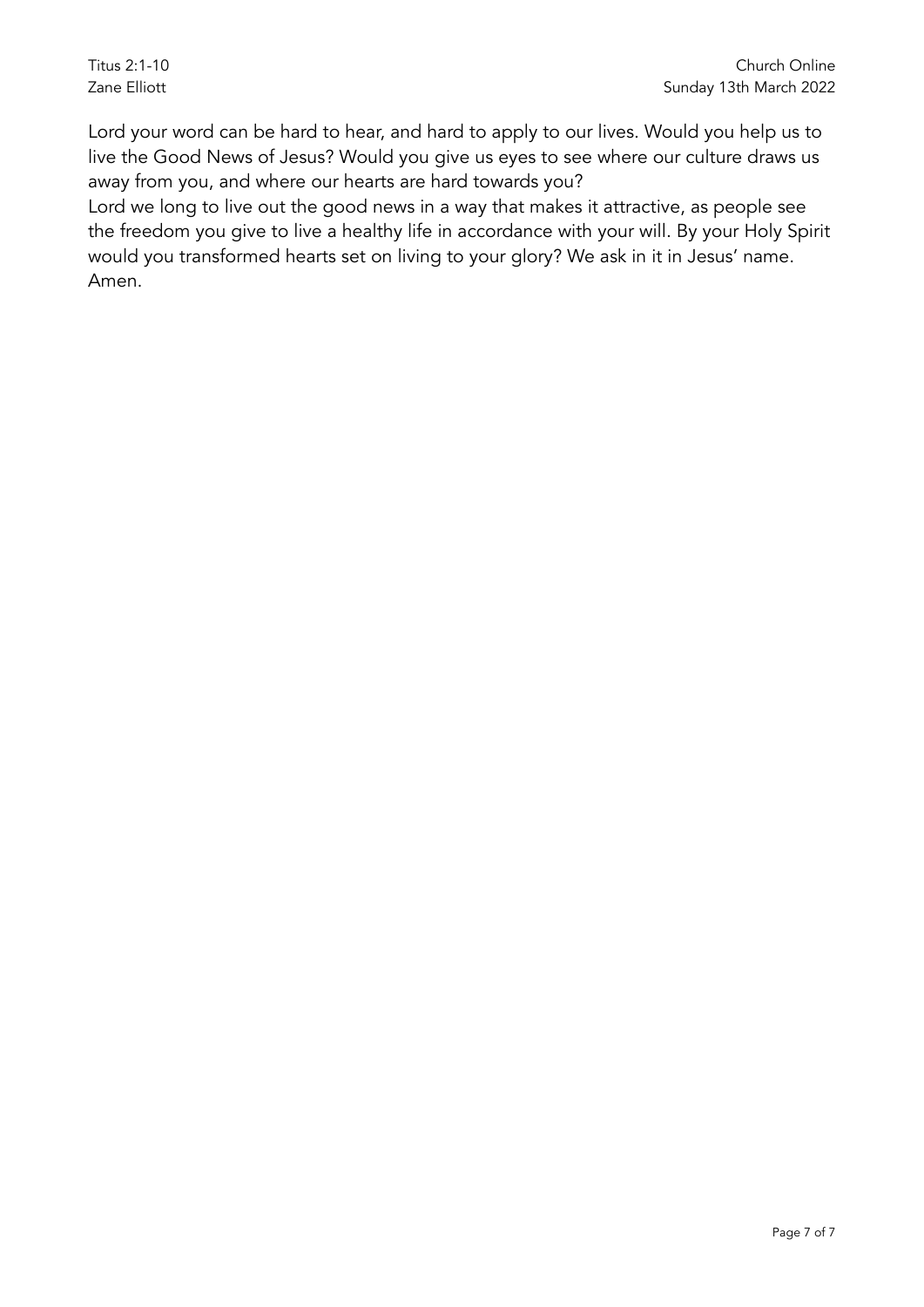Lord your word can be hard to hear, and hard to apply to our lives. Would you help us to live the Good News of Jesus? Would you give us eyes to see where our culture draws us away from you, and where our hearts are hard towards you?

Lord we long to live out the good news in a way that makes it attractive, as people see the freedom you give to live a healthy life in accordance with your will. By your Holy Spirit would you transformed hearts set on living to your glory? We ask in it in Jesus' name. Amen.